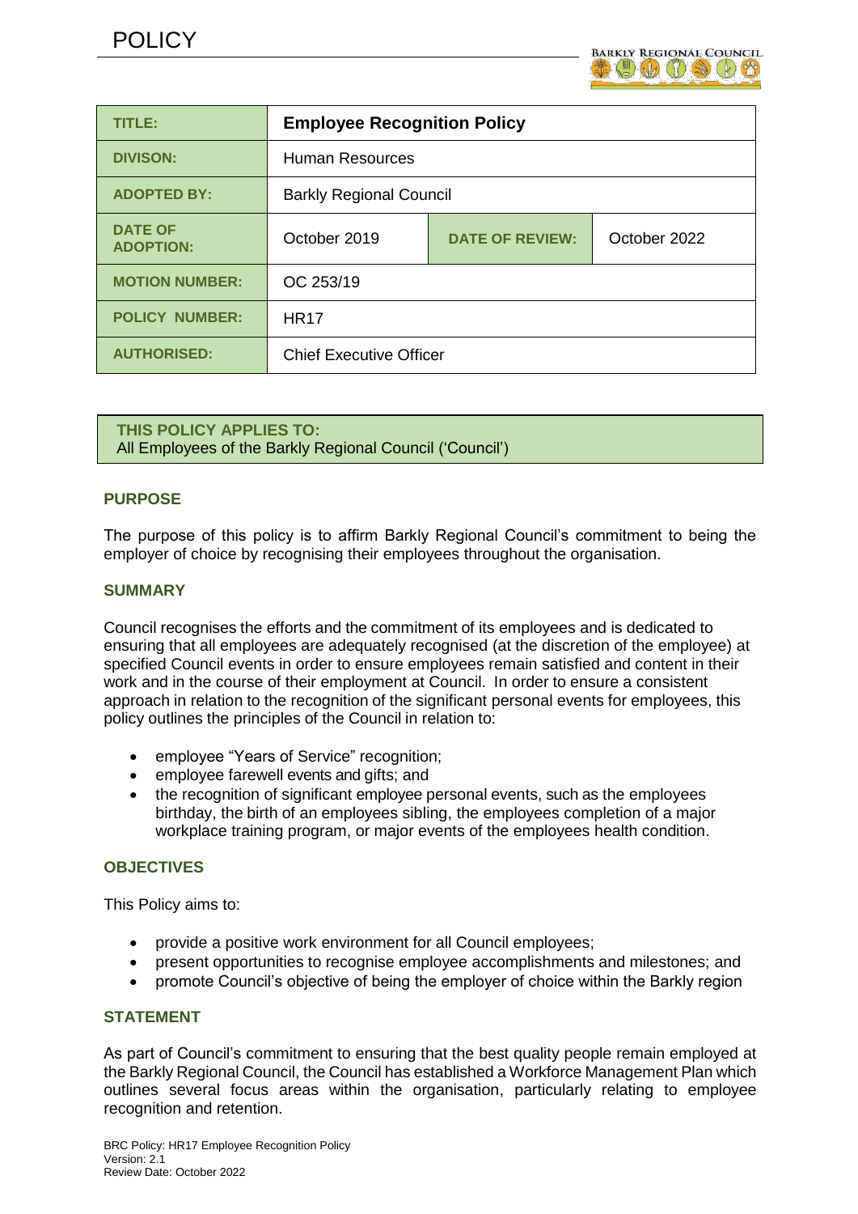# POLICY

| TITLE: | **Employee Recognition Policy** | | |
|---|---|---|---|
| DIVISON: | Human Resources | | |
| ADOPTED BY: | Barkly Regional Council | | |
| DATE OF ADOPTION: | October 2019 | DATE OF REVIEW: | October 2022 |
| MOTION NUMBER: | OC 253/19 | | |
| POLICY NUMBER: | HR17 | | |
| AUTHORISED: | Chief Executive Officer | | |

**THIS POLICY APPLIES TO:**
All Employees of the Barkly Regional Council ('Council')

## PURPOSE

The purpose of this policy is to affirm Barkly Regional Council's commitment to being the employer of choice by recognising their employees throughout the organisation.

## SUMMARY

Council recognises the efforts and the commitment of its employees and is dedicated to ensuring that all employees are adequately recognised (at the discretion of the employee) at specified Council events in order to ensure employees remain satisfied and content in their work and in the course of their employment at Council. In order to ensure a consistent approach in relation to the recognition of the significant personal events for employees, this policy outlines the principles of the Council in relation to:

- employee "Years of Service" recognition;
- employee farewell events and gifts; and
- the recognition of significant employee personal events, such as the employees birthday, the birth of an employees sibling, the employees completion of a major workplace training program, or major events of the employees health condition.

## OBJECTIVES

This Policy aims to:

- provide a positive work environment for all Council employees;
- present opportunities to recognise employee accomplishments and milestones; and
- promote Council's objective of being the employer of choice within the Barkly region

## STATEMENT

As part of Council's commitment to ensuring that the best quality people remain employed at the Barkly Regional Council, the Council has established a Workforce Management Plan which outlines several focus areas within the organisation, particularly relating to employee recognition and retention.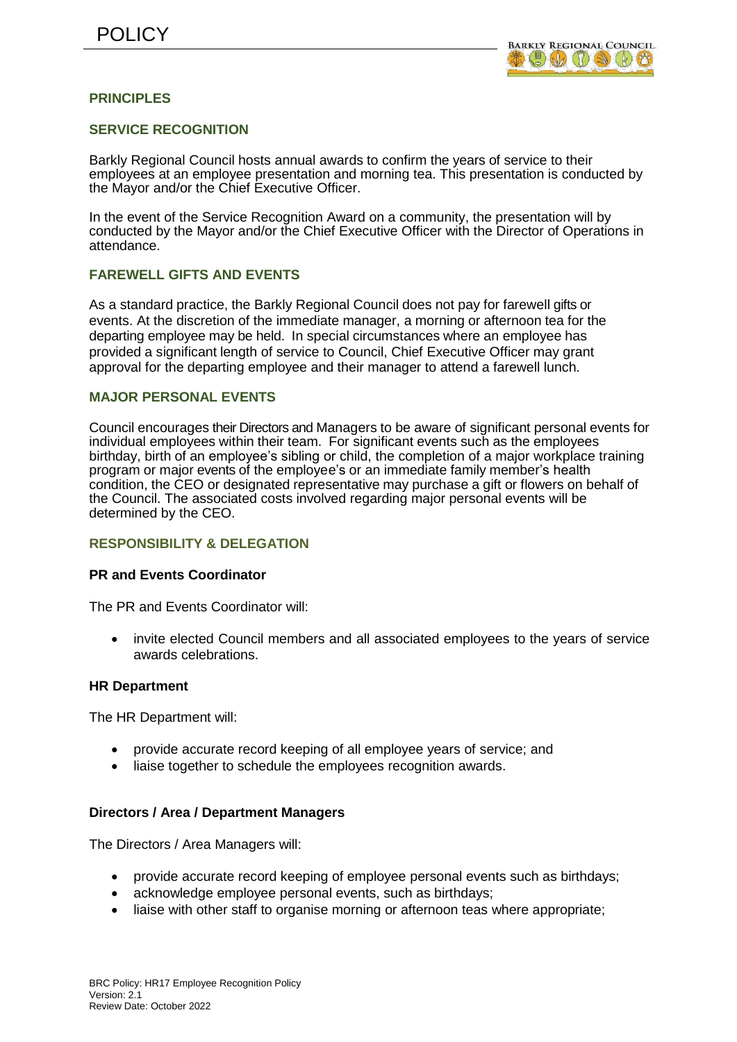## PRINCIPLES

### SERVICE RECOGNITION

Barkly Regional Council hosts annual awards to confirm the years of service to their employees at an employee presentation and morning tea. This presentation is conducted by the Mayor and/or the Chief Executive Officer.

In the event of the Service Recognition Award on a community, the presentation will by conducted by the Mayor and/or the Chief Executive Officer with the Director of Operations in attendance.

### FAREWELL GIFTS AND EVENTS

As a standard practice, the Barkly Regional Council does not pay for farewell gifts or events. At the discretion of the immediate manager, a morning or afternoon tea for the departing employee may be held. In special circumstances where an employee has provided a significant length of service to Council, Chief Executive Officer may grant approval for the departing employee and their manager to attend a farewell lunch.

### MAJOR PERSONAL EVENTS

Council encourages their Directors and Managers to be aware of significant personal events for individual employees within their team. For significant events such as the employees birthday, birth of an employee's sibling or child, the completion of a major workplace training program or major events of the employee's or an immediate family member's health condition, the CEO or designated representative may purchase a gift or flowers on behalf of the Council. The associated costs involved regarding major personal events will be determined by the CEO.

### RESPONSIBILITY & DELEGATION

**PR and Events Coordinator**

The PR and Events Coordinator will:

- invite elected Council members and all associated employees to the years of service awards celebrations.

**HR Department**

The HR Department will:

- provide accurate record keeping of all employee years of service; and
- liaise together to schedule the employees recognition awards.

**Directors / Area / Department Managers**

The Directors / Area Managers will:

- provide accurate record keeping of employee personal events such as birthdays;
- acknowledge employee personal events, such as birthdays;
- liaise with other staff to organise morning or afternoon teas where appropriate;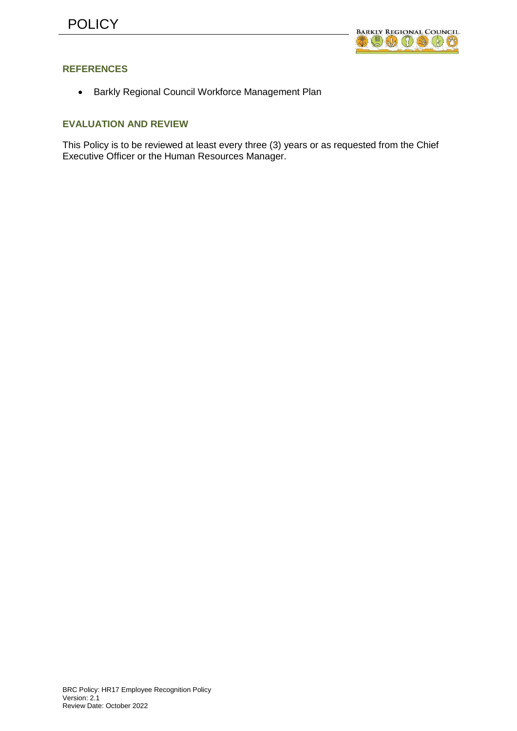## REFERENCES

- Barkly Regional Council Workforce Management Plan

## EVALUATION AND REVIEW

This Policy is to be reviewed at least every three (3) years or as requested from the Chief Executive Officer or the Human Resources Manager.